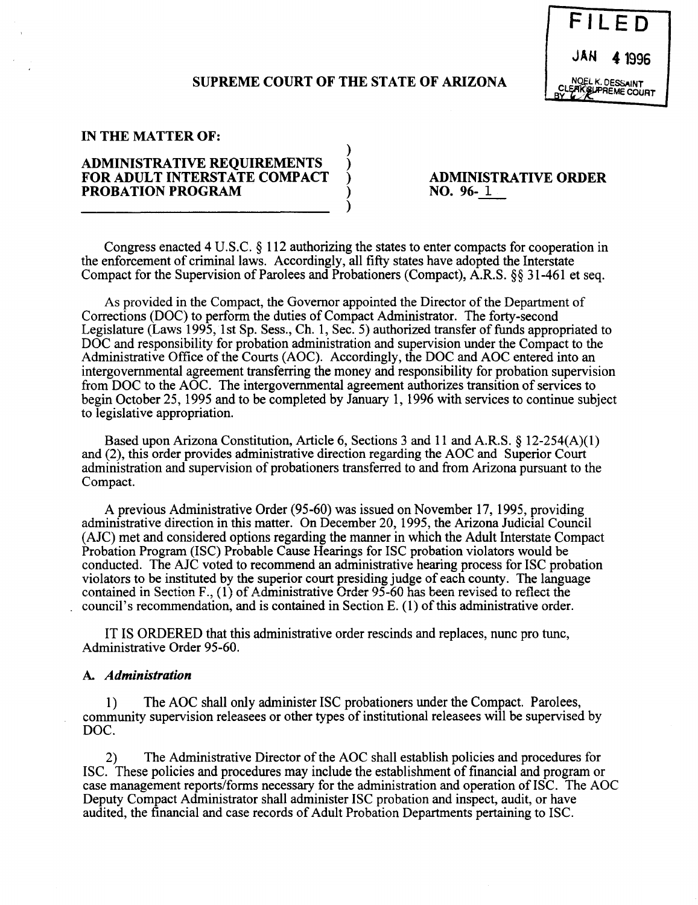FILED

JAN 4 1996

NOEL K. DESSAINT
CLERK SUPREME COURT
BY

## SUPREME COURT OF THE STATE OF ARIZONA

**IN THE MATTER OF:**

**ADMINISTRATIVE REQUIREMENTS FOR ADULT INTERSTATE COMPACT PROBATION PROGRAM**

**ADMINISTRATIVE ORDER NO. 96-1**

Congress enacted 4 U.S.C. § 112 authorizing the states to enter compacts for cooperation in the enforcement of criminal laws. Accordingly, all fifty states have adopted the Interstate Compact for the Supervision of Parolees and Probationers (Compact), A.R.S. §§ 31-461 et seq.

As provided in the Compact, the Governor appointed the Director of the Department of Corrections (DOC) to perform the duties of Compact Administrator. The forty-second Legislature (Laws 1995, 1st Sp. Sess., Ch. 1, Sec. 5) authorized transfer of funds appropriated to DOC and responsibility for probation administration and supervision under the Compact to the Administrative Office of the Courts (AOC). Accordingly, the DOC and AOC entered into an intergovernmental agreement transferring the money and responsibility for probation supervision from DOC to the AOC. The intergovernmental agreement authorizes transition of services to begin October 25, 1995 and to be completed by January 1, 1996 with services to continue subject to legislative appropriation.

Based upon Arizona Constitution, Article 6, Sections 3 and 11 and A.R.S. § 12-254(A)(1) and (2), this order provides administrative direction regarding the AOC and Superior Court administration and supervision of probationers transferred to and from Arizona pursuant to the Compact.

A previous Administrative Order (95-60) was issued on November 17, 1995, providing administrative direction in this matter. On December 20, 1995, the Arizona Judicial Council (AJC) met and considered options regarding the manner in which the Adult Interstate Compact Probation Program (ISC) Probable Cause Hearings for ISC probation violators would be conducted. The AJC voted to recommend an administrative hearing process for ISC probation violators to be instituted by the superior court presiding judge of each county. The language contained in Section F., (1) of Administrative Order 95-60 has been revised to reflect the council's recommendation, and is contained in Section E. (1) of this administrative order.

IT IS ORDERED that this administrative order rescinds and replaces, nunc pro tunc, Administrative Order 95-60.

### A. *Administration*

1) The AOC shall only administer ISC probationers under the Compact. Parolees, community supervision releasees or other types of institutional releasees will be supervised by DOC.

2) The Administrative Director of the AOC shall establish policies and procedures for ISC. These policies and procedures may include the establishment of financial and program or case management reports/forms necessary for the administration and operation of ISC. The AOC Deputy Compact Administrator shall administer ISC probation and inspect, audit, or have audited, the financial and case records of Adult Probation Departments pertaining to ISC.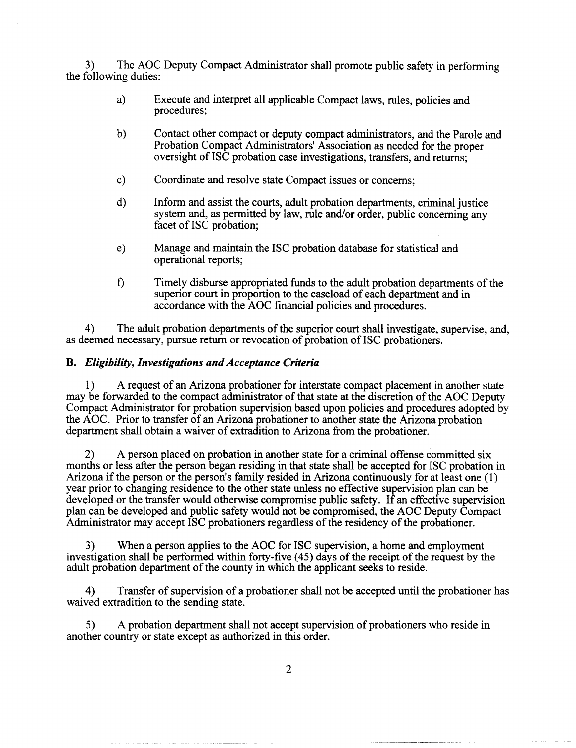3) The AOC Deputy Compact Administrator shall promote public safety in performing the following duties:

> a) Execute and interpret all applicable Compact laws, rules, policies and procedures;
>
> b) Contact other compact or deputy compact administrators, and the Parole and Probation Compact Administrators' Association as needed for the proper oversight of ISC probation case investigations, transfers, and returns;
>
> c) Coordinate and resolve state Compact issues or concerns;
>
> d) Inform and assist the courts, adult probation departments, criminal justice system and, as permitted by law, rule and/or order, public concerning any facet of ISC probation;
>
> e) Manage and maintain the ISC probation database for statistical and operational reports;
>
> f) Timely disburse appropriated funds to the adult probation departments of the superior court in proportion to the caseload of each department and in accordance with the AOC financial policies and procedures.

4) The adult probation departments of the superior court shall investigate, supervise, and, as deemed necessary, pursue return or revocation of probation of ISC probationers.

**B. *Eligibility, Investigations and Acceptance Criteria***

1) A request of an Arizona probationer for interstate compact placement in another state may be forwarded to the compact administrator of that state at the discretion of the AOC Deputy Compact Administrator for probation supervision based upon policies and procedures adopted by the AOC. Prior to transfer of an Arizona probationer to another state the Arizona probation department shall obtain a waiver of extradition to Arizona from the probationer.

2) A person placed on probation in another state for a criminal offense committed six months or less after the person began residing in that state shall be accepted for ISC probation in Arizona if the person or the person's family resided in Arizona continuously for at least one (1) year prior to changing residence to the other state unless no effective supervision plan can be developed or the transfer would otherwise compromise public safety. If an effective supervision plan can be developed and public safety would not be compromised, the AOC Deputy Compact Administrator may accept ISC probationers regardless of the residency of the probationer.

3) When a person applies to the AOC for ISC supervision, a home and employment investigation shall be performed within forty-five (45) days of the receipt of the request by the adult probation department of the county in which the applicant seeks to reside.

4) Transfer of supervision of a probationer shall not be accepted until the probationer has waived extradition to the sending state.

5) A probation department shall not accept supervision of probationers who reside in another country or state except as authorized in this order.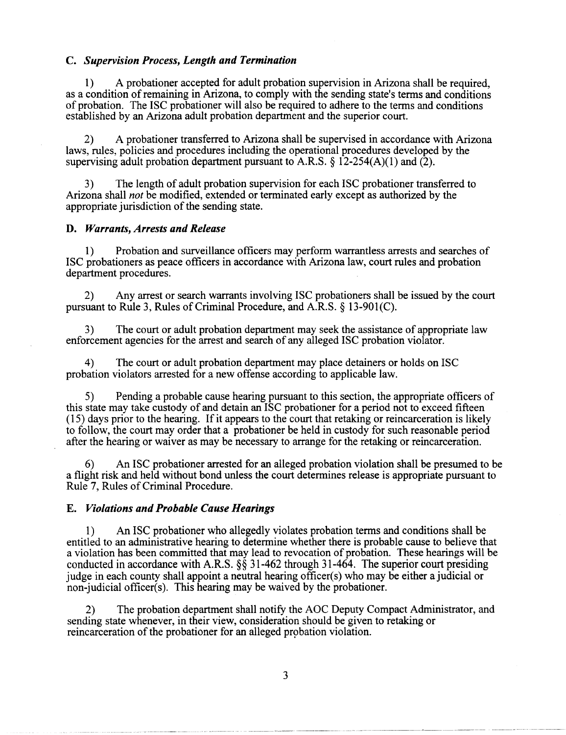### C. *Supervision Process, Length and Termination*

1) A probationer accepted for adult probation supervision in Arizona shall be required, as a condition of remaining in Arizona, to comply with the sending state's terms and conditions of probation. The ISC probationer will also be required to adhere to the terms and conditions established by an Arizona adult probation department and the superior court.

2) A probationer transferred to Arizona shall be supervised in accordance with Arizona laws, rules, policies and procedures including the operational procedures developed by the supervising adult probation department pursuant to A.R.S. § 12-254(A)(1) and (2).

3) The length of adult probation supervision for each ISC probationer transferred to Arizona shall *not* be modified, extended or terminated early except as authorized by the appropriate jurisdiction of the sending state.

### D. *Warrants, Arrests and Release*

1) Probation and surveillance officers may perform warrantless arrests and searches of ISC probationers as peace officers in accordance with Arizona law, court rules and probation department procedures.

2) Any arrest or search warrants involving ISC probationers shall be issued by the court pursuant to Rule 3, Rules of Criminal Procedure, and A.R.S. § 13-901(C).

3) The court or adult probation department may seek the assistance of appropriate law enforcement agencies for the arrest and search of any alleged ISC probation violator.

4) The court or adult probation department may place detainers or holds on ISC probation violators arrested for a new offense according to applicable law.

5) Pending a probable cause hearing pursuant to this section, the appropriate officers of this state may take custody of and detain an ISC probationer for a period not to exceed fifteen (15) days prior to the hearing. If it appears to the court that retaking or reincarceration is likely to follow, the court may order that a probationer be held in custody for such reasonable period after the hearing or waiver as may be necessary to arrange for the retaking or reincarceration.

6) An ISC probationer arrested for an alleged probation violation shall be presumed to be a flight risk and held without bond unless the court determines release is appropriate pursuant to Rule 7, Rules of Criminal Procedure.

### E. *Violations and Probable Cause Hearings*

1) An ISC probationer who allegedly violates probation terms and conditions shall be entitled to an administrative hearing to determine whether there is probable cause to believe that a violation has been committed that may lead to revocation of probation. These hearings will be conducted in accordance with A.R.S. §§ 31-462 through 31-464. The superior court presiding judge in each county shall appoint a neutral hearing officer(s) who may be either a judicial or non-judicial officer(s). This hearing may be waived by the probationer.

2) The probation department shall notify the AOC Deputy Compact Administrator, and sending state whenever, in their view, consideration should be given to retaking or reincarceration of the probationer for an alleged probation violation.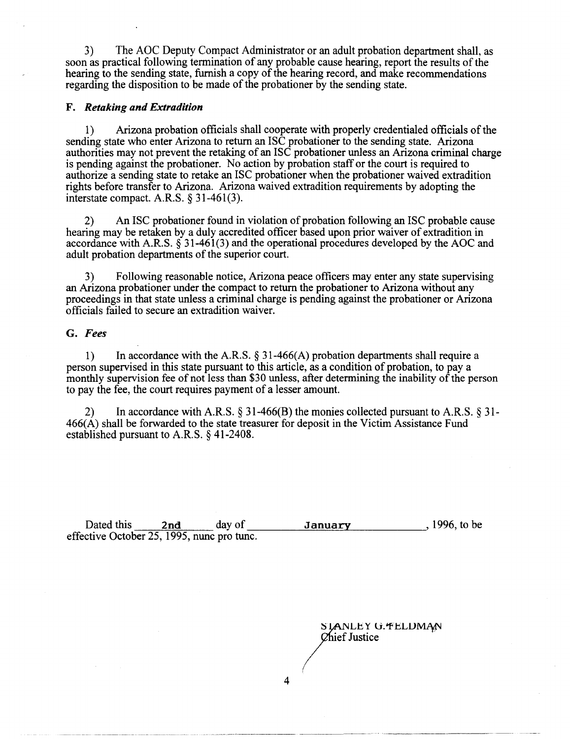3) The AOC Deputy Compact Administrator or an adult probation department shall, as soon as practical following termination of any probable cause hearing, report the results of the hearing to the sending state, furnish a copy of the hearing record, and make recommendations regarding the disposition to be made of the probationer by the sending state.

### F. *Retaking and Extradition*

1) Arizona probation officials shall cooperate with properly credentialed officials of the sending state who enter Arizona to return an ISC probationer to the sending state. Arizona authorities may not prevent the retaking of an ISC probationer unless an Arizona criminal charge is pending against the probationer. No action by probation staff or the court is required to authorize a sending state to retake an ISC probationer when the probationer waived extradition rights before transfer to Arizona. Arizona waived extradition requirements by adopting the interstate compact. A.R.S. § 31-461(3).

2) An ISC probationer found in violation of probation following an ISC probable cause hearing may be retaken by a duly accredited officer based upon prior waiver of extradition in accordance with A.R.S. § 31-461(3) and the operational procedures developed by the AOC and adult probation departments of the superior court.

3) Following reasonable notice, Arizona peace officers may enter any state supervising an Arizona probationer under the compact to return the probationer to Arizona without any proceedings in that state unless a criminal charge is pending against the probationer or Arizona officials failed to secure an extradition waiver.

### G. *Fees*

1) In accordance with the A.R.S. § 31-466(A) probation departments shall require a person supervised in this state pursuant to this article, as a condition of probation, to pay a monthly supervision fee of not less than $30 unless, after determining the inability of the person to pay the fee, the court requires payment of a lesser amount.

2) In accordance with A.R.S. § 31-466(B) the monies collected pursuant to A.R.S. § 31-466(A) shall be forwarded to the state treasurer for deposit in the Victim Assistance Fund established pursuant to A.R.S. § 41-2408.

Dated this 2nd day of January, 1996, to be effective October 25, 1995, nunc pro tunc.

STANLEY G. FELDMAN
Chief Justice